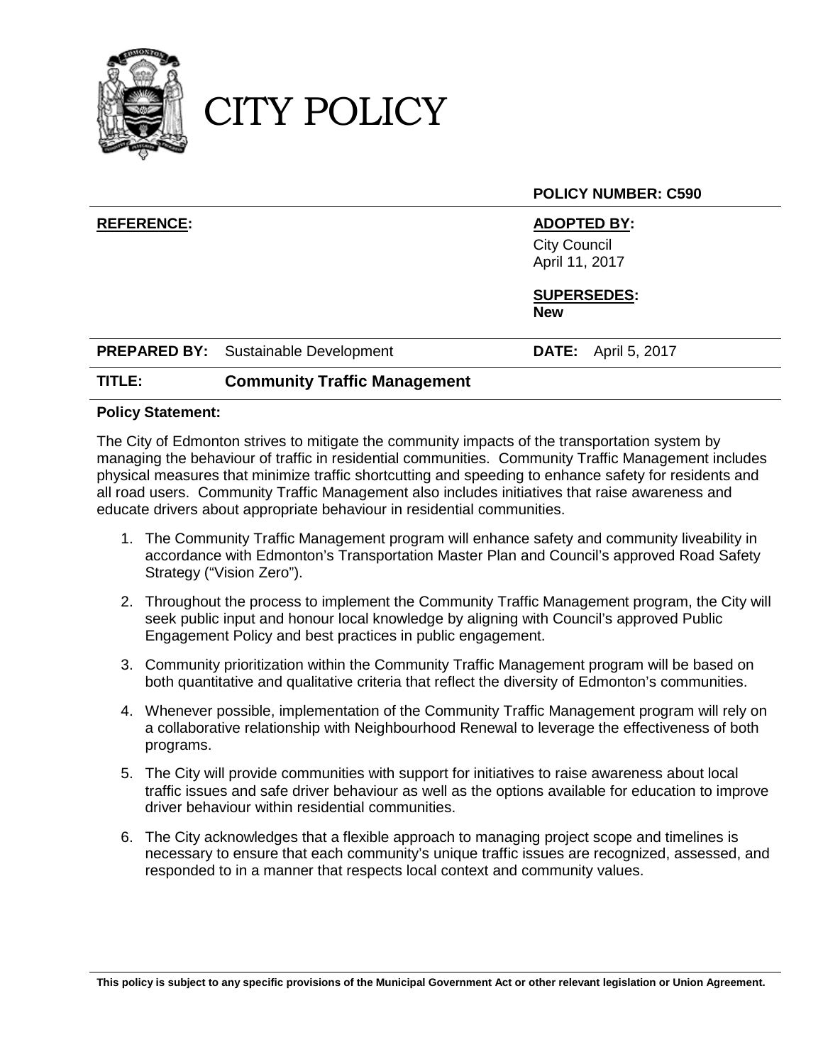# CITY POLICY

**POLICY NUMBER: C590**

| | |
|---|---|
| **REFERENCE:** | **ADOPTED BY:** City Council April 11, 2017 |
| | **SUPERSEDES:** **New** |
| **PREPARED BY:** Sustainable Development | **DATE:** April 5, 2017 |

**TITLE:** **Community Traffic Management**

**Policy Statement:**

The City of Edmonton strives to mitigate the community impacts of the transportation system by managing the behaviour of traffic in residential communities. Community Traffic Management includes physical measures that minimize traffic shortcutting and speeding to enhance safety for residents and all road users. Community Traffic Management also includes initiatives that raise awareness and educate drivers about appropriate behaviour in residential communities.

1. The Community Traffic Management program will enhance safety and community liveability in accordance with Edmonton's Transportation Master Plan and Council's approved Road Safety Strategy ("Vision Zero").

2. Throughout the process to implement the Community Traffic Management program, the City will seek public input and honour local knowledge by aligning with Council's approved Public Engagement Policy and best practices in public engagement.

3. Community prioritization within the Community Traffic Management program will be based on both quantitative and qualitative criteria that reflect the diversity of Edmonton's communities.

4. Whenever possible, implementation of the Community Traffic Management program will rely on a collaborative relationship with Neighbourhood Renewal to leverage the effectiveness of both programs.

5. The City will provide communities with support for initiatives to raise awareness about local traffic issues and safe driver behaviour as well as the options available for education to improve driver behaviour within residential communities.

6. The City acknowledges that a flexible approach to managing project scope and timelines is necessary to ensure that each community's unique traffic issues are recognized, assessed, and responded to in a manner that respects local context and community values.

**This policy is subject to any specific provisions of the Municipal Government Act or other relevant legislation or Union Agreement.**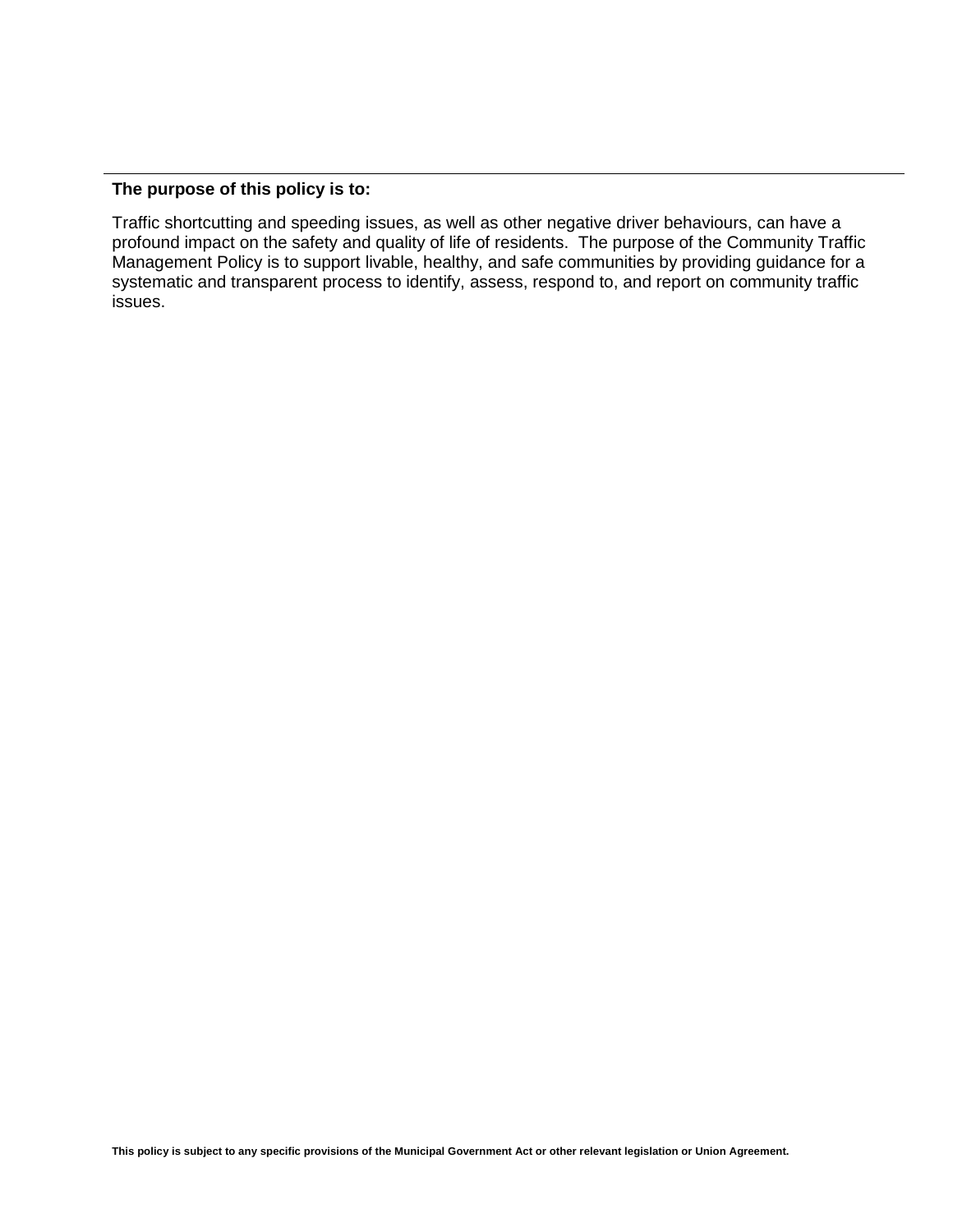**The purpose of this policy is to:**

Traffic shortcutting and speeding issues, as well as other negative driver behaviours, can have a profound impact on the safety and quality of life of residents. The purpose of the Community Traffic Management Policy is to support livable, healthy, and safe communities by providing guidance for a systematic and transparent process to identify, assess, respond to, and report on community traffic issues.

**This policy is subject to any specific provisions of the Municipal Government Act or other relevant legislation or Union Agreement.**